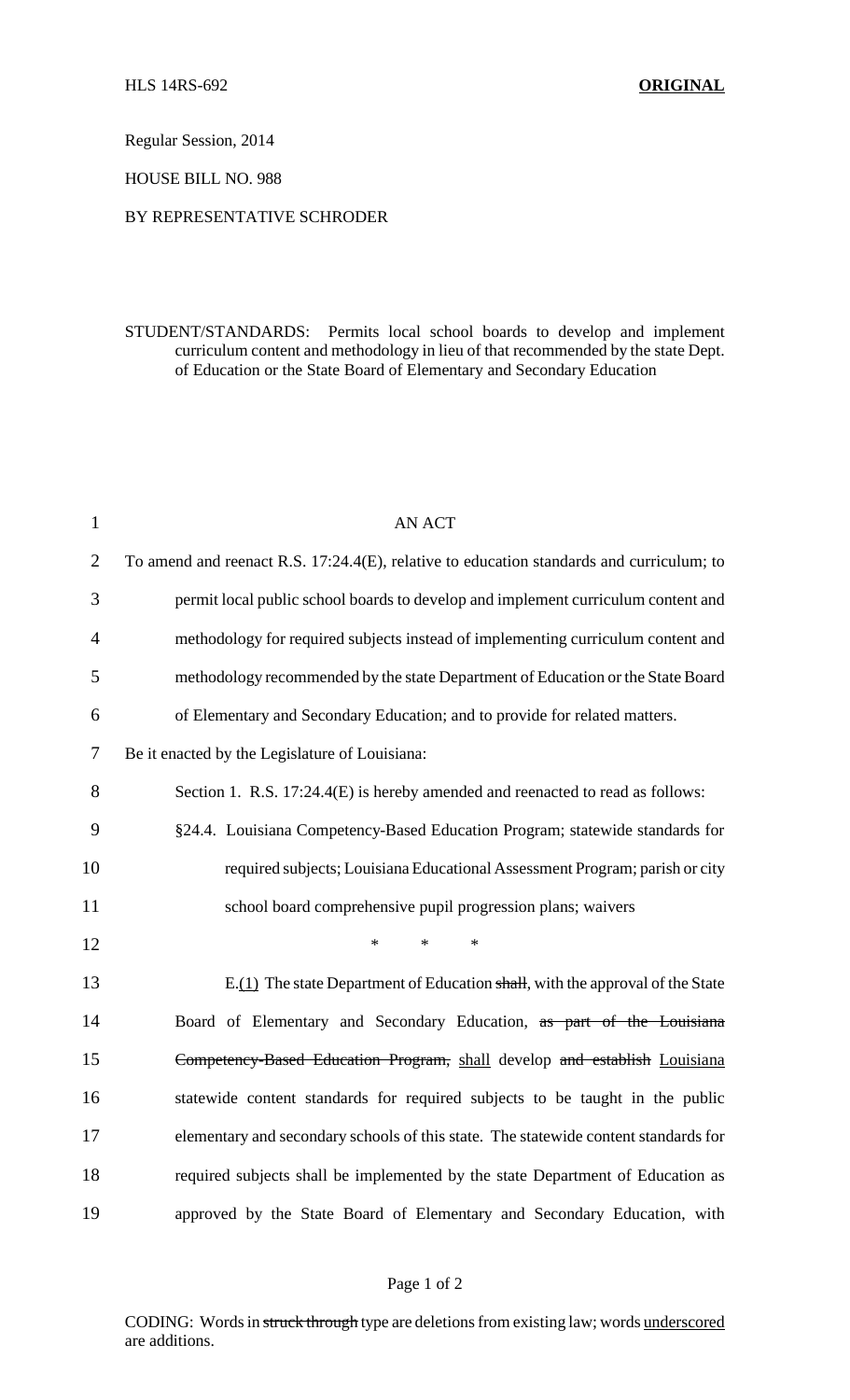HLS 14RS-692 **ORIGINAL**

Regular Session, 2014

HOUSE BILL NO. 988

BY REPRESENTATIVE SCHRODER

STUDENT/STANDARDS: Permits local school boards to develop and implement curriculum content and methodology in lieu of that recommended by the state Dept. of Education or the State Board of Elementary and Secondary Education

AN ACT

To amend and reenact R.S. 17:24.4(E), relative to education standards and curriculum; to permit local public school boards to develop and implement curriculum content and methodology for required subjects instead of implementing curriculum content and methodology recommended by the state Department of Education or the State Board of Elementary and Secondary Education; and to provide for related matters.

Be it enacted by the Legislature of Louisiana:

Section 1. R.S. 17:24.4(E) is hereby amended and reenacted to read as follows:

§24.4. Louisiana Competency-Based Education Program; statewide standards for required subjects; Louisiana Educational Assessment Program; parish or city school board comprehensive pupil progression plans; waivers

\* \* \*

E.<u>(1)</u> The state Department of Education ~~shall~~, with the approval of the State Board of Elementary and Secondary Education, ~~as part of the Louisiana Competency-Based Education Program,~~ <u>shall</u> develop ~~and establish~~ <u>Louisiana</u> statewide content standards for required subjects to be taught in the public elementary and secondary schools of this state. The statewide content standards for required subjects shall be implemented by the state Department of Education as approved by the State Board of Elementary and Secondary Education, with

CODING: Words in ~~struck through~~ type are deletions from existing law; words <u>underscored</u> are additions.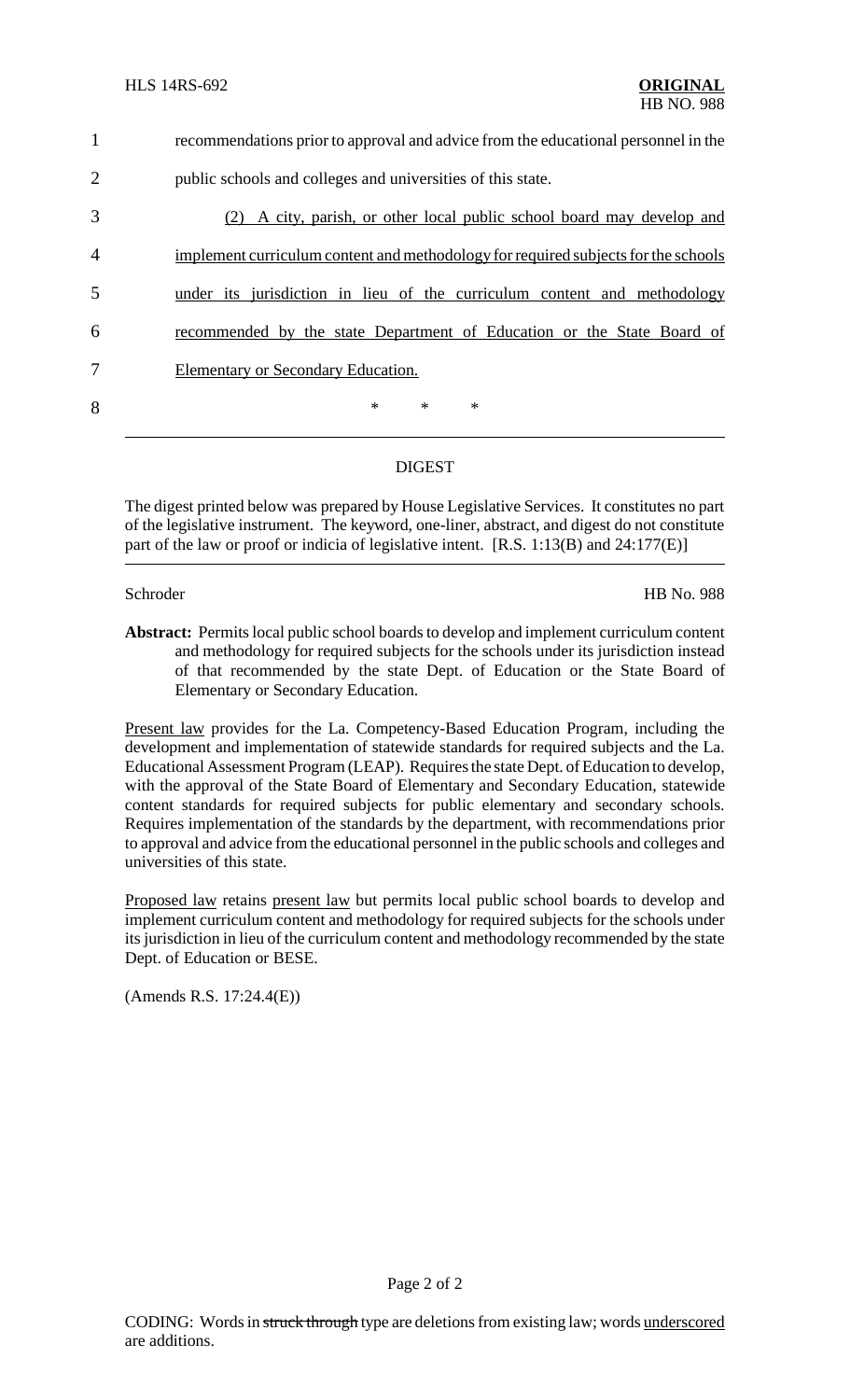1 recommendations prior to approval and advice from the educational personnel in the

2 public schools and colleges and universities of this state.

3 <u>(2) A city, parish, or other local public school board may develop and</u>

4 <u>implement curriculum content and methodology for required subjects for the schools</u>

5 <u>under its jurisdiction in lieu of the curriculum content and methodology</u>

6 <u>recommended by the state Department of Education or the State Board of</u>

7 <u>Elementary or Secondary Education.</u>

8 * * *

---

DIGEST

The digest printed below was prepared by House Legislative Services. It constitutes no part of the legislative instrument. The keyword, one-liner, abstract, and digest do not constitute part of the law or proof or indicia of legislative intent. [R.S. 1:13(B) and 24:177(E)]

---

Schroder HB No. 988

**Abstract:** Permits local public school boards to develop and implement curriculum content and methodology for required subjects for the schools under its jurisdiction instead of that recommended by the state Dept. of Education or the State Board of Elementary or Secondary Education.

<u>Present law</u> provides for the La. Competency-Based Education Program, including the development and implementation of statewide standards for required subjects and the La. Educational Assessment Program (LEAP). Requires the state Dept. of Education to develop, with the approval of the State Board of Elementary and Secondary Education, statewide content standards for required subjects for public elementary and secondary schools. Requires implementation of the standards by the department, with recommendations prior to approval and advice from the educational personnel in the public schools and colleges and universities of this state.

<u>Proposed law</u> retains <u>present law</u> but permits local public school boards to develop and implement curriculum content and methodology for required subjects for the schools under its jurisdiction in lieu of the curriculum content and methodology recommended by the state Dept. of Education or BESE.

(Amends R.S. 17:24.4(E))

CODING: Words in ~~struck through~~ type are deletions from existing law; words <u>underscored</u> are additions.